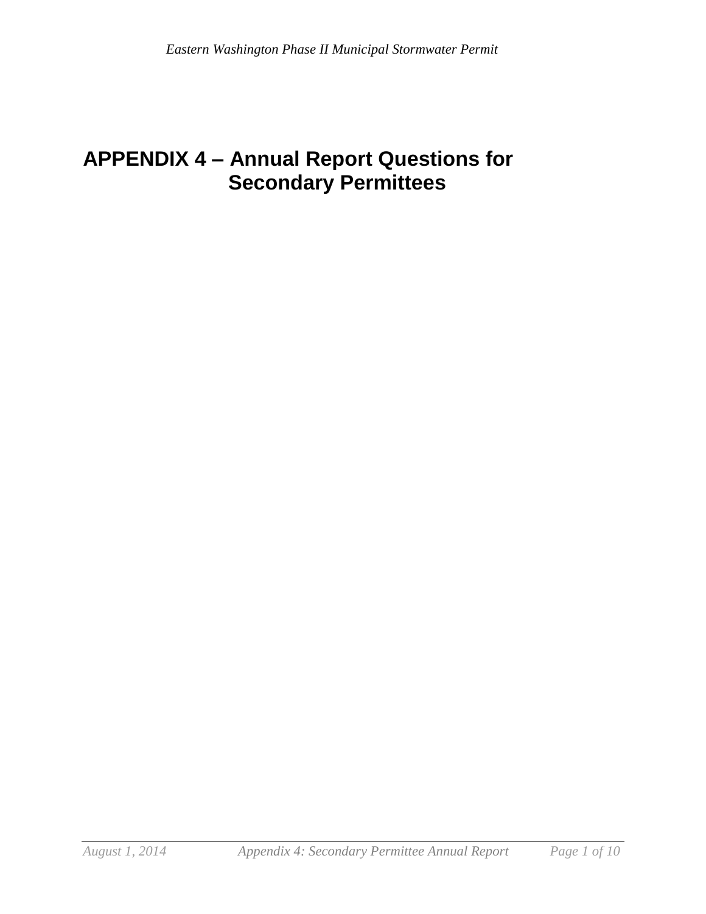# APPENDIX 4 – Annual Report Questions for Secondary Permittees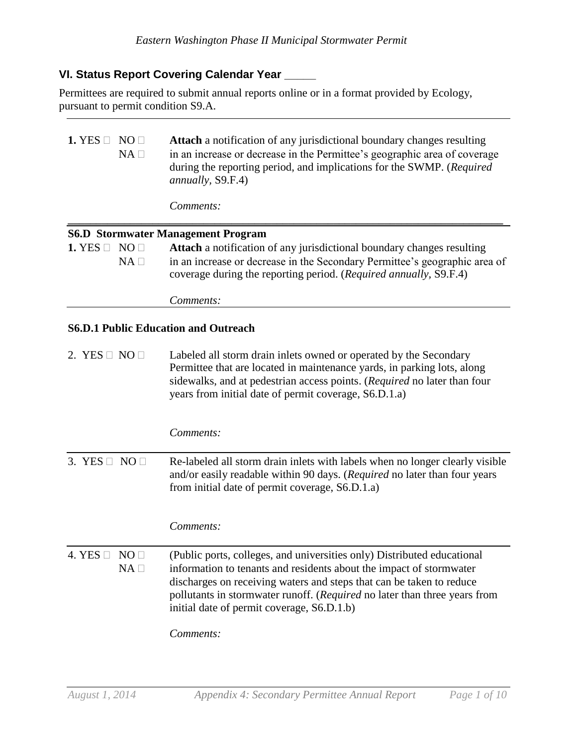## VI. Status Report Covering Calendar Year _____

Permittees are required to submit annual reports online or in a format provided by Ecology, pursuant to permit condition S9.A.

---

**1.** YES ☐ NO ☐ NA ☐ — **Attach** a notification of any jurisdictional boundary changes resulting in an increase or decrease in the Permittee's geographic area of coverage during the reporting period, and implications for the SWMP. (*Required annually*, S9.F.4)

*Comments:*

---

### S6.D Stormwater Management Program

**1.** YES ☐ NO ☐ NA ☐ — **Attach** a notification of any jurisdictional boundary changes resulting in an increase or decrease in the Secondary Permittee's geographic area of coverage during the reporting period. (*Required annually*, S9.F.4)

*Comments:*

---

### S6.D.1 Public Education and Outreach

2. YES ☐ NO ☐ — Labeled all storm drain inlets owned or operated by the Secondary Permittee that are located in maintenance yards, in parking lots, along sidewalks, and at pedestrian access points. (*Required* no later than four years from initial date of permit coverage, S6.D.1.a)

*Comments:*

---

3. YES ☐ NO ☐ — Re-labeled all storm drain inlets with labels when no longer clearly visible and/or easily readable within 90 days. (*Required* no later than four years from initial date of permit coverage, S6.D.1.a)

*Comments:*

---

4. YES ☐ NO ☐ NA ☐ — (Public ports, colleges, and universities only) Distributed educational information to tenants and residents about the impact of stormwater discharges on receiving waters and steps that can be taken to reduce pollutants in stormwater runoff. (*Required* no later than three years from initial date of permit coverage, S6.D.1.b)

*Comments:*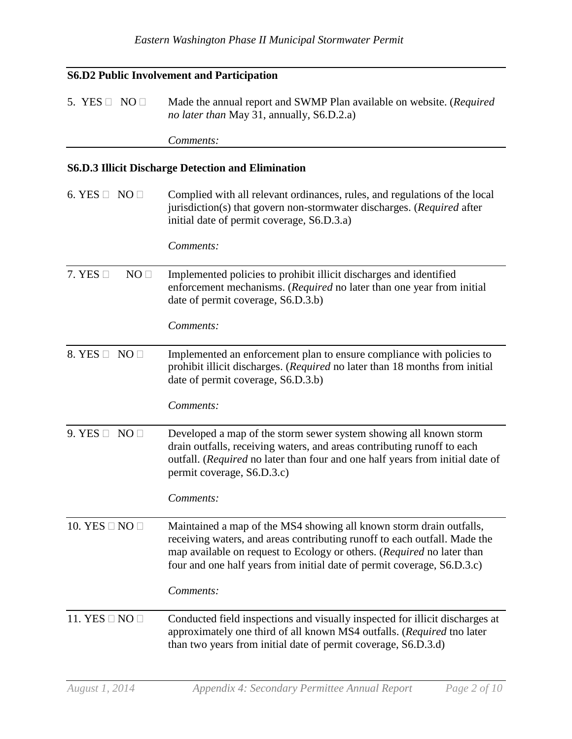### S6.D2 Public Involvement and Participation

5. YES ☐ NO ☐ Made the annual report and SWMP Plan available on website. (*Required no later than* May 31, annually, S6.D.2.a)

   *Comments:*

---

### S6.D.3 Illicit Discharge Detection and Elimination

6. YES ☐ NO ☐ Complied with all relevant ordinances, rules, and regulations of the local jurisdiction(s) that govern non-stormwater discharges. (*Required* after initial date of permit coverage, S6.D.3.a)

   *Comments:*

---

7. YES ☐ NO ☐ Implemented policies to prohibit illicit discharges and identified enforcement mechanisms. (*Required* no later than one year from initial date of permit coverage, S6.D.3.b)

   *Comments:*

---

8. YES ☐ NO ☐ Implemented an enforcement plan to ensure compliance with policies to prohibit illicit discharges. (*Required* no later than 18 months from initial date of permit coverage, S6.D.3.b)

   *Comments:*

---

9. YES ☐ NO ☐ Developed a map of the storm sewer system showing all known storm drain outfalls, receiving waters, and areas contributing runoff to each outfall. (*Required* no later than four and one half years from initial date of permit coverage, S6.D.3.c)

   *Comments:*

---

10. YES ☐ NO ☐ Maintained a map of the MS4 showing all known storm drain outfalls, receiving waters, and areas contributing runoff to each outfall. Made the map available on request to Ecology or others. (*Required* no later than four and one half years from initial date of permit coverage, S6.D.3.c)

    *Comments:*

---

11. YES ☐ NO ☐ Conducted field inspections and visually inspected for illicit discharges at approximately one third of all known MS4 outfalls. (*Required* tno later than two years from initial date of permit coverage, S6.D.3.d)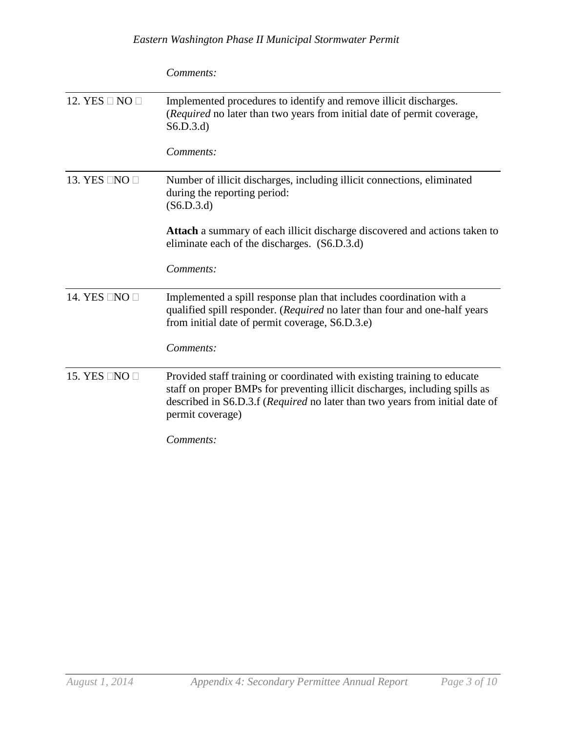*Comments:*

| | |
|---|---|
| 12. YES ☐ NO ☐ | Implemented procedures to identify and remove illicit discharges. (*Required* no later than two years from initial date of permit coverage, S6.D.3.d)<br><br>*Comments:* |
| 13. YES ☐NO ☐ | Number of illicit discharges, including illicit connections, eliminated during the reporting period:<br>(S6.D.3.d)<br><br>**Attach** a summary of each illicit discharge discovered and actions taken to eliminate each of the discharges. (S6.D.3.d)<br><br>*Comments:* |
| 14. YES ☐NO ☐ | Implemented a spill response plan that includes coordination with a qualified spill responder. (*Required* no later than four and one-half years from initial date of permit coverage, S6.D.3.e)<br><br>*Comments:* |
| 15. YES ☐NO ☐ | Provided staff training or coordinated with existing training to educate staff on proper BMPs for preventing illicit discharges, including spills as described in S6.D.3.f (*Required* no later than two years from initial date of permit coverage)<br><br>*Comments:* |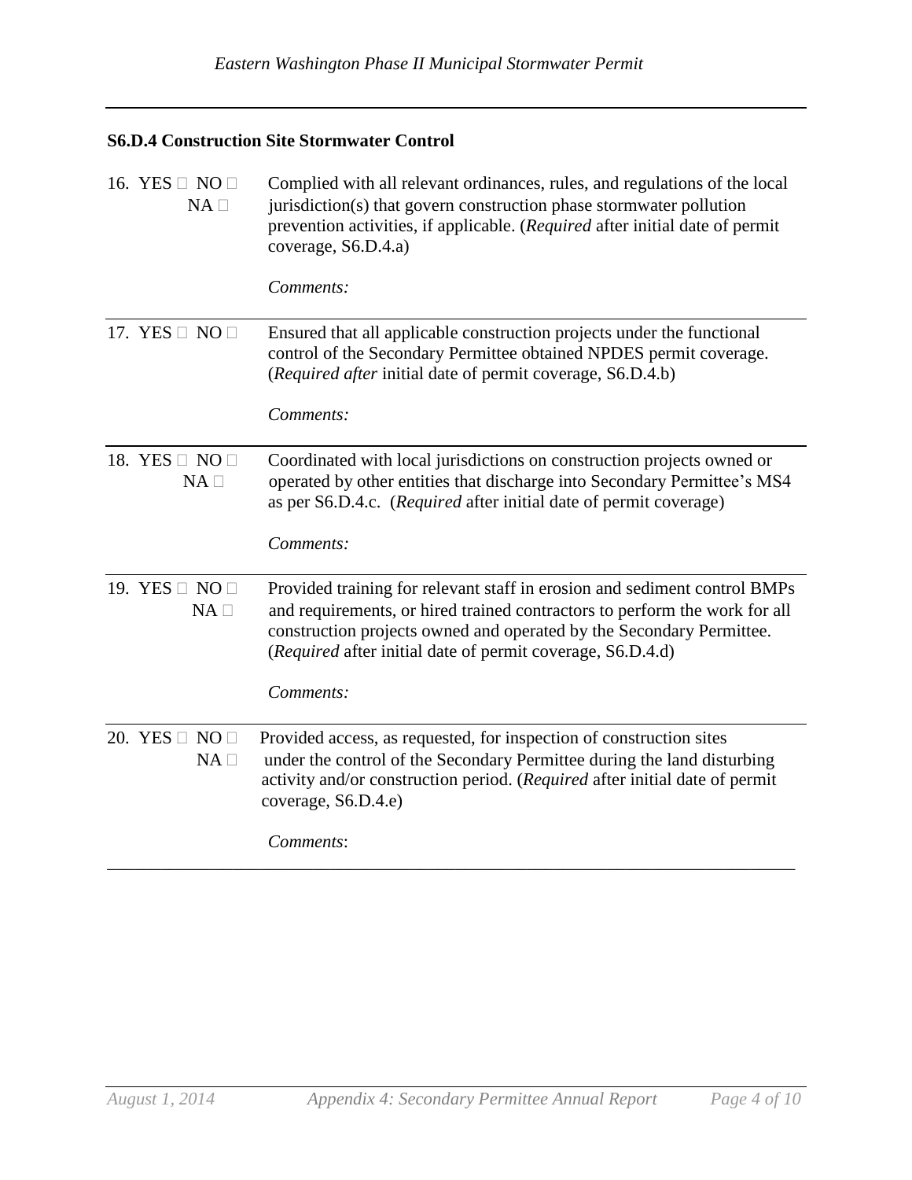### S6.D.4 Construction Site Stormwater Control

16. YES ☐ NO ☐ NA ☐ — Complied with all relevant ordinances, rules, and regulations of the local jurisdiction(s) that govern construction phase stormwater pollution prevention activities, if applicable. (*Required* after initial date of permit coverage, S6.D.4.a)

    *Comments:*

---

17. YES ☐ NO ☐ — Ensured that all applicable construction projects under the functional control of the Secondary Permittee obtained NPDES permit coverage. (*Required after* initial date of permit coverage, S6.D.4.b)

    *Comments:*

---

18. YES ☐ NO ☐ NA ☐ — Coordinated with local jurisdictions on construction projects owned or operated by other entities that discharge into Secondary Permittee's MS4 as per S6.D.4.c. (*Required* after initial date of permit coverage)

    *Comments:*

---

19. YES ☐ NO ☐ NA ☐ — Provided training for relevant staff in erosion and sediment control BMPs and requirements, or hired trained contractors to perform the work for all construction projects owned and operated by the Secondary Permittee. (*Required* after initial date of permit coverage, S6.D.4.d)

    *Comments:*

---

20. YES ☐ NO ☐ NA ☐ — Provided access, as requested, for inspection of construction sites under the control of the Secondary Permittee during the land disturbing activity and/or construction period. (*Required* after initial date of permit coverage, S6.D.4.e)

    *Comments*: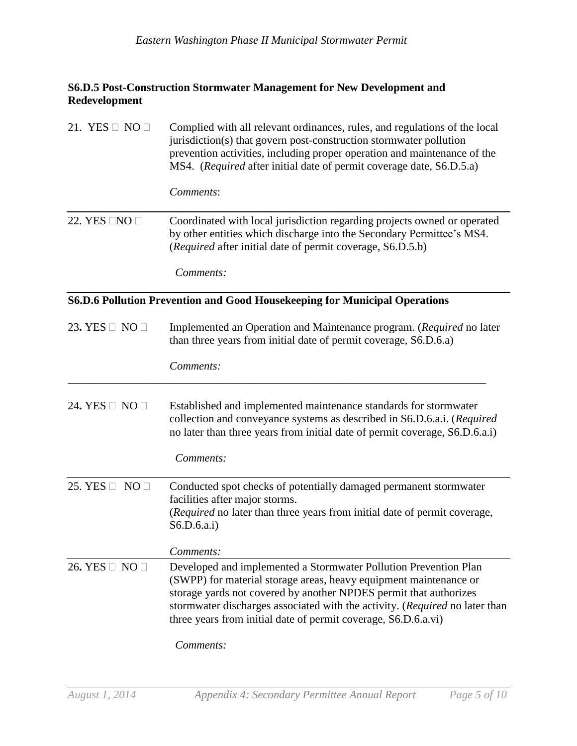**S6.D.5 Post-Construction Stormwater Management for New Development and Redevelopment**

21. YES ☐ NO ☐ Complied with all relevant ordinances, rules, and regulations of the local jurisdiction(s) that govern post-construction stormwater pollution prevention activities, including proper operation and maintenance of the MS4. (*Required* after initial date of permit coverage date, S6.D.5.a)

*Comments*:

---

22. YES ☐NO ☐ Coordinated with local jurisdiction regarding projects owned or operated by other entities which discharge into the Secondary Permittee's MS4. (*Required* after initial date of permit coverage, S6.D.5.b)

*Comments:*

---

**S6.D.6 Pollution Prevention and Good Housekeeping for Municipal Operations**

23. YES ☐ NO ☐ Implemented an Operation and Maintenance program. (*Required* no later than three years from initial date of permit coverage, S6.D.6.a)

*Comments:*

---

24. YES ☐ NO ☐ Established and implemented maintenance standards for stormwater collection and conveyance systems as described in S6.D.6.a.i. (*Required* no later than three years from initial date of permit coverage, S6.D.6.a.i)

*Comments:*

---

25. YES ☐ NO ☐ Conducted spot checks of potentially damaged permanent stormwater facilities after major storms. (*Required* no later than three years from initial date of permit coverage, S6.D.6.a.i)

*Comments:*

---

26. YES ☐ NO ☐ Developed and implemented a Stormwater Pollution Prevention Plan (SWPP) for material storage areas, heavy equipment maintenance or storage yards not covered by another NPDES permit that authorizes stormwater discharges associated with the activity. (*Required* no later than three years from initial date of permit coverage, S6.D.6.a.vi)

*Comments:*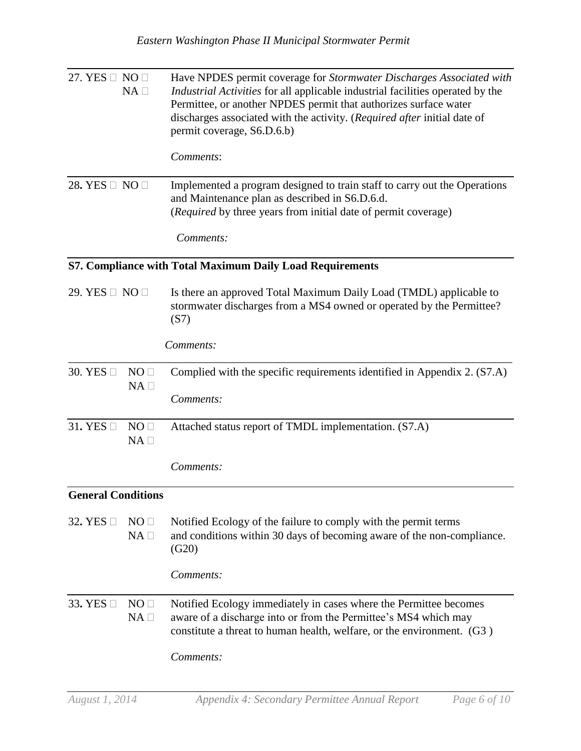27. YES ☐ NO ☐ NA ☐ Have NPDES permit coverage for *Stormwater Discharges Associated with Industrial Activities* for all applicable industrial facilities operated by the Permittee, or another NPDES permit that authorizes surface water discharges associated with the activity. (*Required after* initial date of permit coverage, S6.D.6.b)

*Comments*:

---

28. YES ☐ NO ☐ Implemented a program designed to train staff to carry out the Operations and Maintenance plan as described in S6.D.6.d. (*Required* by three years from initial date of permit coverage)

*Comments:*

---

**S7. Compliance with Total Maximum Daily Load Requirements**

29. YES ☐ NO ☐ Is there an approved Total Maximum Daily Load (TMDL) applicable to stormwater discharges from a MS4 owned or operated by the Permittee? (S7)

*Comments:*

---

30. YES ☐ NO ☐ NA ☐ Complied with the specific requirements identified in Appendix 2. (S7.A)

*Comments:*

---

31. YES ☐ NO ☐ NA ☐ Attached status report of TMDL implementation. (S7.A)

*Comments:*

---

**General Conditions**

32. YES ☐ NO ☐ NA ☐ Notified Ecology of the failure to comply with the permit terms and conditions within 30 days of becoming aware of the non-compliance. (G20)

*Comments:*

---

33. YES ☐ NO ☐ NA ☐ Notified Ecology immediately in cases where the Permittee becomes aware of a discharge into or from the Permittee's MS4 which may constitute a threat to human health, welfare, or the environment. (G3 )

*Comments:*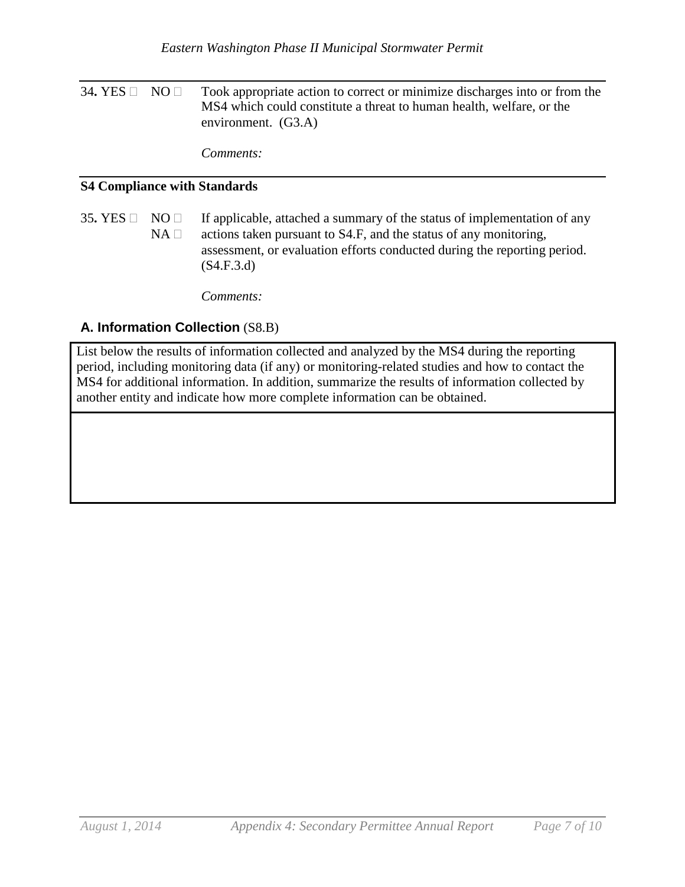34. YES ☐ NO ☐ Took appropriate action to correct or minimize discharges into or from the MS4 which could constitute a threat to human health, welfare, or the environment. (G3.A)

*Comments:*

**S4 Compliance with Standards**

35. YES ☐ NO ☐ NA ☐ If applicable, attached a summary of the status of implementation of any actions taken pursuant to S4.F, and the status of any monitoring, assessment, or evaluation efforts conducted during the reporting period. (S4.F.3.d)

*Comments:*

## A. Information Collection (S8.B)

| List below the results of information collected and analyzed by the MS4 during the reporting period, including monitoring data (if any) or monitoring-related studies and how to contact the MS4 for additional information. In addition, summarize the results of information collected by another entity and indicate how more complete information can be obtained. |
| --- |
| |